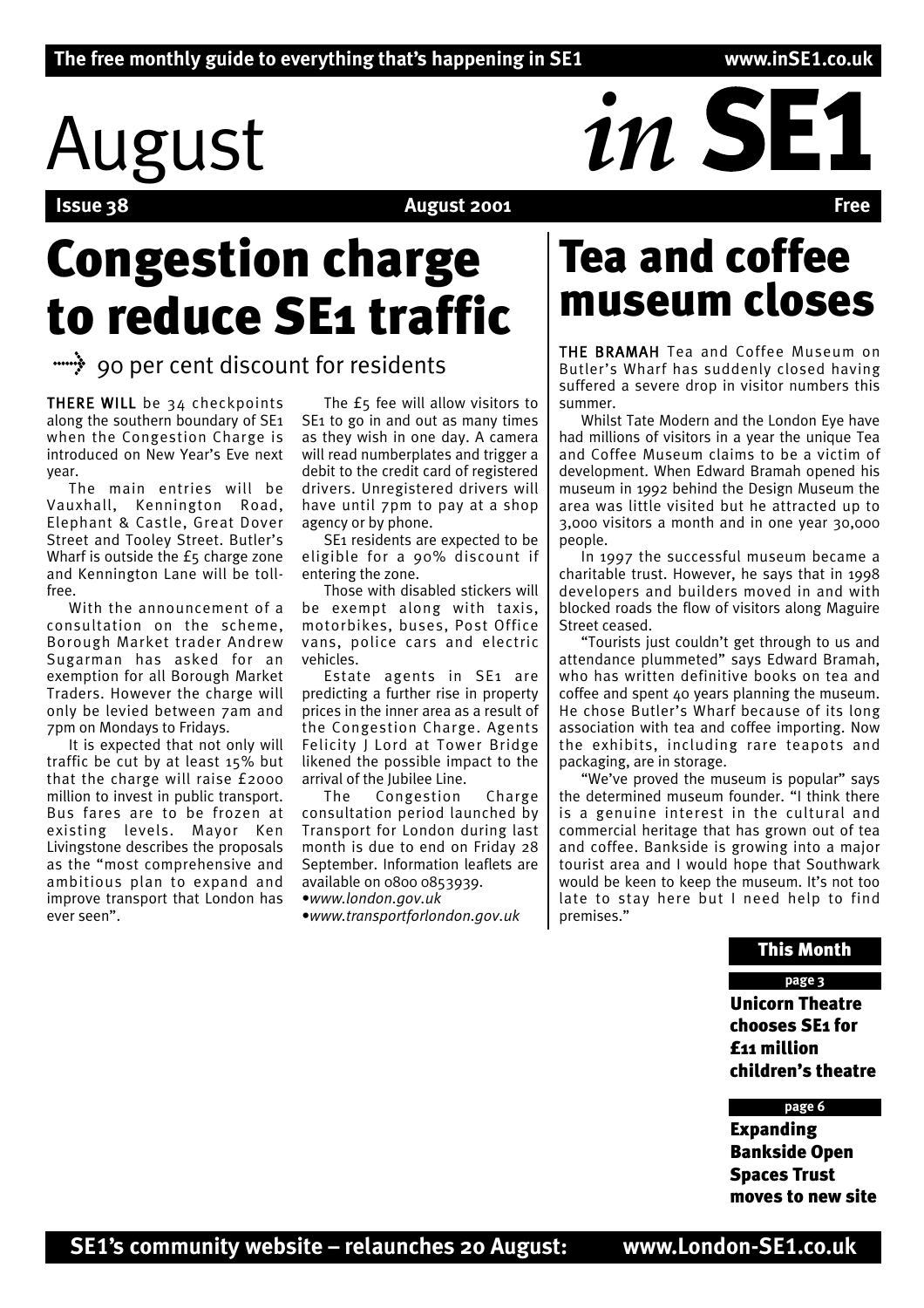The free monthly guide to everything that's happening in SE1 www.inSE1.co.uk

# August *in* SE1

**Issue 38** **August 2001** **Free**

# Congestion charge to reduce SE1 traffic

## 90 per cent discount for residents

**THERE WILL** be 34 checkpoints along the southern boundary of SE1 when the Congestion Charge is introduced on New Year's Eve next year.

The main entries will be Vauxhall, Kennington Road, Elephant & Castle, Great Dover Street and Tooley Street. Butler's Wharf is outside the £5 charge zone and Kennington Lane will be toll-free.

With the announcement of a consultation on the scheme, Borough Market trader Andrew Sugarman has asked for an exemption for all Borough Market Traders. However the charge will only be levied between 7am and 7pm on Mondays to Fridays.

It is expected that not only will traffic be cut by at least 15% but that the charge will raise £2000 million to invest in public transport. Bus fares are to be frozen at existing levels. Mayor Ken Livingstone describes the proposals as the "most comprehensive and ambitious plan to expand and improve transport that London has ever seen".

The £5 fee will allow visitors to SE1 to go in and out as many times as they wish in one day. A camera will read numberplates and trigger a debit to the credit card of registered drivers. Unregistered drivers will have until 7pm to pay at a shop agency or by phone.

SE1 residents are expected to be eligible for a 90% discount if entering the zone.

Those with disabled stickers will be exempt along with taxis, motorbikes, buses, Post Office vans, police cars and electric vehicles.

Estate agents in SE1 are predicting a further rise in property prices in the inner area as a result of the Congestion Charge. Agents Felicity J Lord at Tower Bridge likened the possible impact to the arrival of the Jubilee Line.

The Congestion Charge consultation period launched by Transport for London during last month is due to end on Friday 28 September. Information leaflets are available on 0800 0853939.

- *www.london.gov.uk*
- *www.transportforlondon.gov.uk*

# Tea and coffee museum closes

**THE BRAMAH** Tea and Coffee Museum on Butler's Wharf has suddenly closed having suffered a severe drop in visitor numbers this summer.

Whilst Tate Modern and the London Eye have had millions of visitors in a year the unique Tea and Coffee Museum claims to be a victim of development. When Edward Bramah opened his museum in 1992 behind the Design Museum the area was little visited but he attracted up to 3,000 visitors a month and in one year 30,000 people.

In 1997 the successful museum became a charitable trust. However, he says that in 1998 developers and builders moved in and with blocked roads the flow of visitors along Maguire Street ceased.

"Tourists just couldn't get through to us and attendance plummeted" says Edward Bramah, who has written definitive books on tea and coffee and spent 40 years planning the museum. He chose Butler's Wharf because of its long association with tea and coffee importing. Now the exhibits, including rare teapots and packaging, are in storage.

"We've proved the museum is popular" says the determined museum founder. "I think there is a genuine interest in the cultural and commercial heritage that has grown out of tea and coffee. Bankside is growing into a major tourist area and I would hope that Southwark would be keen to keep the museum. It's not too late to stay here but I need help to find premises."

## This Month

**page 3**

**Unicorn Theatre chooses SE1 for £11 million children's theatre**

**page 6**

**Expanding Bankside Open Spaces Trust moves to new site**

**SE1's community website – relaunches 20 August: www.London-SE1.co.uk**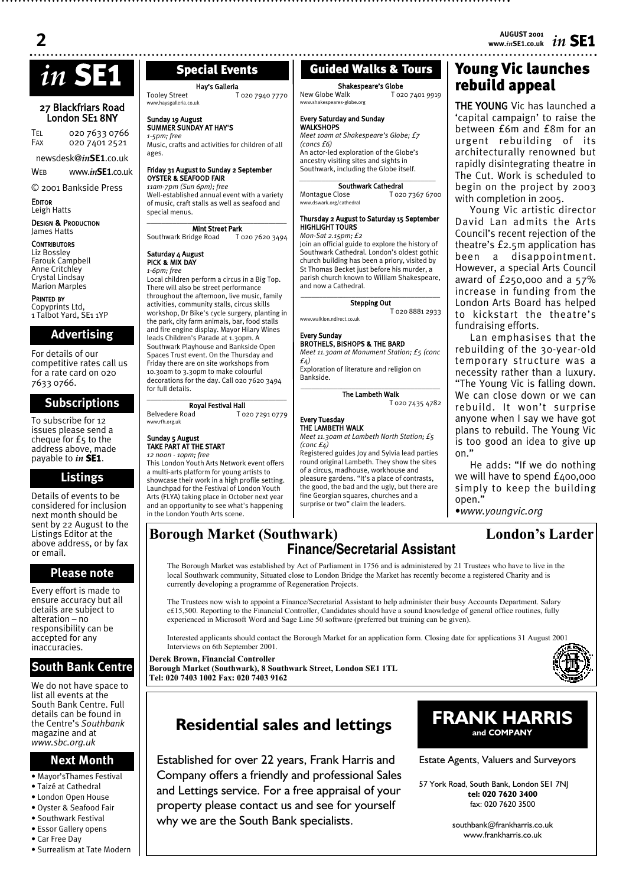# *in* SE1

**27 Blackfriars Road London SE1 8NY**

TEL 020 7633 0766
FAX 020 7401 2521

newsdesk@*in*SE1.co.uk

WEB www.*in*SE1.co.uk

© 2001 Bankside Press

**EDITOR**
Leigh Hatts

**DESIGN & PRODUCTION**
James Hatts

**CONTRIBUTORS**
Liz Bossley
Farouk Campbell
Anne Critchley
Crystal Lindsay
Marion Marples

**PRINTED BY**
Copyprints Ltd,
1 Talbot Yard, SE1 1YP

## Advertising

For details of our competitive rates call us for a rate card on 020 7633 0766.

## Subscriptions

To subscribe for 12 issues please send a cheque for £5 to the address above, made payable to *in* **SE1**.

## Listings

Details of events to be considered for inclusion next month should be sent by 22 August to the Listings Editor at the above address, or by fax or email.

## Please note

Every effort is made to ensure accuracy but all details are subject to alteration – no responsibility can be accepted for any inaccuracies.

## South Bank Centre

We do not have space to list all events at the South Bank Centre. Full details can be found in the Centre's *Southbank* magazine and at *www.sbc.org.uk*

## Next Month

- Mayor'sThames Festival
- Taizé at Cathedral
- London Open House
- Oyster & Seafood Fair
- Southwark Festival
- Essor Gallery opens
- Car Free Day
- Surrealism at Tate Modern

## Special Events

**Hay's Galleria**
Tooley Street T 020 7940 7770
www.haysgalleria.co.uk

**Sunday 19 August**
**SUMMER SUNDAY AT HAY'S**
*1-5pm; free*
Music, crafts and activities for children of all ages.

**Friday 31 August to Sunday 2 September**
**OYSTER & SEAFOOD FAIR**
*11am-7pm (Sun 6pm); free*
Well-established annual event with a variety of music, craft stalls as well as seafood and special menus.

**Mint Street Park**
Southwark Bridge Road T 020 7620 3494

**Saturday 4 August**
**PICK & MIX DAY**
*1-6pm; free*
Local children perform a circus in a Big Top. There will also be street performance throughout the afternoon, live music, family activities, community stalls, circus skills workshop, Dr Bike's cycle surgery, planting in the park, city farm animals, bar, food stalls and fire engine display. Mayor Hilary Wines leads Children's Parade at 1.30pm. A Southwark Playhouse and Bankside Open Spaces Trust event. On the Thursday and Friday there are on site workshops from 10.30am to 3.30pm to make colourful decorations for the day. Call 020 7620 3494 for full details.

**Royal Festival Hall**
Belvedere Road T 020 7291 0779
www.rfh.org.uk

**Sunday 5 August**
**TAKE PART AT THE START**
*12 noon - 10pm; free*
This London Youth Arts Network event offers a multi-arts platform for young artists to showcase their work in a high profile setting. Launchpad for the Festival of London Youth Arts (FLYA) taking place in October next year and an opportunity to see what's happening in the London Youth Arts scene.

## Guided Walks & Tours

**Shakespeare's Globe**
New Globe Walk T 020 7401 9919
www.shakespeares-globe.org

**Every Saturday and Sunday**
**WALKSHOPS**
*Meet 10am at Shakespeare's Globe; £7 (concs £6)*
An actor-led exploration of the Globe's ancestry visiting sites and sights in Southwark, including the Globe itself.

**Southwark Cathedral**
Montague Close T 020 7367 6700
www.dswark.org/cathedral

**Thursday 2 August to Saturday 15 September**
**HIGHLIGHT TOURS**
*Mon-Sat 2.15pm; £2*
Join an official guide to explore the history of Southwark Cathedral. London's oldest gothic church building has been a priory, visited by St Thomas Becket just before his murder, a parish church known to William Shakespeare, and now a Cathedral.

**Stepping Out**
T 020 8881 2933
www.walklon.ndirect.co.uk

**Every Sunday**
**BROTHELS, BISHOPS & THE BARD**
*Meet 11.30am at Monument Station; £5 (conc £4)*
Exploration of literature and religion on Bankside.

**The Lambeth Walk**
T 020 7435 4782

**Every Tuesday**
**THE LAMBETH WALK**
*Meet 11.30am at Lambeth North Station; £5 (conc £4)*
Registered guides Joy and Sylvia lead parties round original Lambeth. They show the sites of a circus, madhouse, workhouse and pleasure gardens. "It's a place of contrasts, the good, the bad and the ugly, but there are fine Georgian squares, churches and a surprise or two" claim the leaders.

# Young Vic launches rebuild appeal

**THE YOUNG** Vic has launched a 'capital campaign' to raise the between £6m and £8m for an urgent rebuilding of its architecturally renowned but rapidly disintegrating theatre in The Cut. Work is scheduled to begin on the project by 2003 with completion in 2005.

Young Vic artistic director David Lan admits the Arts Council's recent rejection of the theatre's £2.5m application has been a disappointment. However, a special Arts Council award of £250,000 and a 57% increase in funding from the London Arts Board has helped to kickstart the theatre's fundraising efforts.

Lan emphasises that the rebuilding of the 30-year-old temporary structure was a necessity rather than a luxury. "The Young Vic is falling down. We can close down or we can rebuild. It won't surprise anyone when I say we have got plans to rebuild. The Young Vic is too good an idea to give up on."

He adds: "If we do nothing we will have to spend £400,000 simply to keep the building open."

•*www.youngvic.org*

**Borough Market (Southwark)** **London's Larder**

## Finance/Secretarial Assistant

The Borough Market was established by Act of Parliament in 1756 and is administered by 21 Trustees who have to live in the local Southwark community, Situated close to London Bridge the Market has recently become a registered Charity and is currently developing a programme of Regeneration Projects.

The Trustees now wish to appoint a Finance/Secretarial Assistant to help administer their busy Accounts Department. Salary c£15,500. Reporting to the Financial Controller, Candidates should have a sound knowledge of general office routines, fully experienced in Microsoft Word and Sage Line 50 software (preferred but training can be given).

Interested applicants should contact the Borough Market for an application form. Closing date for applications 31 August 2001 Interviews on 6th September 2001.

**Derek Brown, Financial Controller**
**Borough Market (Southwark), 8 Southwark Street, London SE1 1TL**
**Tel: 020 7403 1002 Fax: 020 7403 9162**

## Residential sales and lettings

Established for over 22 years, Frank Harris and Company offers a friendly and professional Sales and Lettings service. For a free appraisal of your property please contact us and see for yourself why we are the South Bank specialists.

**FRANK HARRIS and COMPANY**

Estate Agents, Valuers and Surveyors

57 York Road, South Bank, London SE1 7NJ
**tel: 020 7620 3400**
fax: 020 7620 3500

southbank@frankharris.co.uk
www.frankharris.co.uk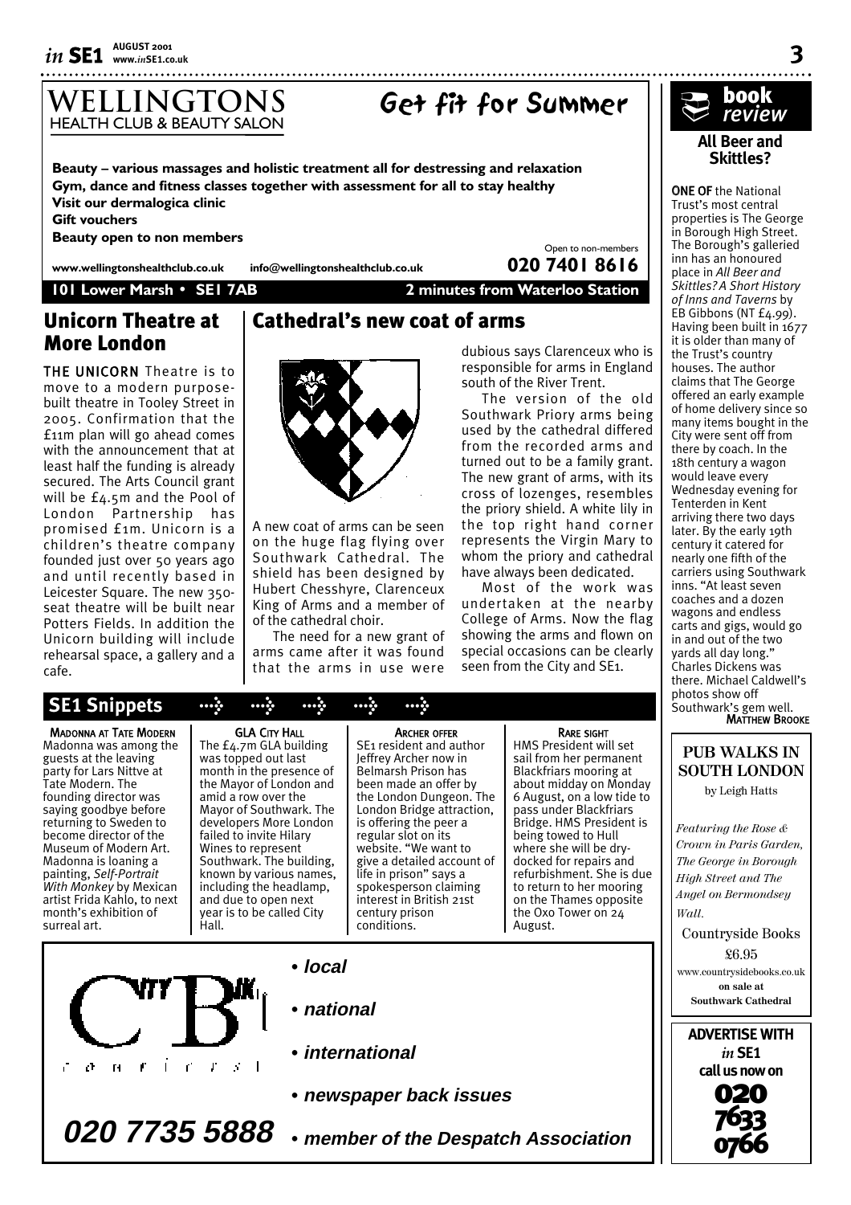# WELLINGTONS

HEALTH CLUB & BEAUTY SALON

## Get fit for Summer

**Beauty – various massages and holistic treatment all for destressing and relaxation**
**Gym, dance and fitness classes together with assessment for all to stay healthy**
**Visit our dermalogica clinic**
**Gift vouchers**
**Beauty open to non members**

Open to non-members

**www.wellingtonshealthclub.co.uk** **info@wellingtonshealthclub.co.uk** **020 7401 8616**

**101 Lower Marsh • SE1 7AB** **2 minutes from Waterloo Station**

## Unicorn Theatre at More London

**THE UNICORN** Theatre is to move to a modern purpose-built theatre in Tooley Street in 2005. Confirmation that the £11m plan will go ahead comes with the announcement that at least half the funding is already secured. The Arts Council grant will be £4.5m and the Pool of London Partnership has promised £1m. Unicorn is a children's theatre company founded just over 50 years ago and until recently based in Leicester Square. The new 350-seat theatre will be built near Potters Fields. In addition the Unicorn building will include rehearsal space, a gallery and a cafe.

## Cathedral's new coat of arms

A new coat of arms can be seen on the huge flag flying over Southwark Cathedral. The shield has been designed by Hubert Chesshyre, Clarenceux King of Arms and a member of the cathedral choir.

The need for a new grant of arms came after it was found that the arms in use were dubious says Clarenceux who is responsible for arms in England south of the River Trent.

The version of the old Southwark Priory arms being used by the cathedral differed from the recorded arms and turned out to be a family grant. The new grant of arms, with its cross of lozenges, resembles the priory shield. A white lily in the top right hand corner represents the Virgin Mary to whom the priory and cathedral have always been dedicated.

Most of the work was undertaken at the nearby College of Arms. Now the flag showing the arms and flown on special occasions can be clearly seen from the City and SE1.

## book review

### All Beer and Skittles?

**ONE OF** the National Trust's most central properties is The George in Borough High Street. The Borough's galleried inn has an honoured place in *All Beer and Skittles? A Short History of Inns and Taverns* by EB Gibbons (NT £4.99). Having been built in 1677 it is older than many of the Trust's country houses. The author claims that The George offered an early example of home delivery since so many items bought in the City were sent off from there by coach. In the 18th century a wagon would leave every Wednesday evening for Tenterden in Kent arriving there two days later. By the early 19th century it catered for nearly one fifth of the carriers using Southwark inns. "At least seven coaches and a dozen wagons and endless carts and gigs, would go in and out of the two yards all day long." Charles Dickens was there. Michael Caldwell's photos show off Southwark's gem well.

**MATTHEW BROOKE**

## SE1 Snippets

**MADONNA AT TATE MODERN**
Madonna was among the guests at the leaving party for Lars Nittve at Tate Modern. The founding director was saying goodbye before returning to Sweden to become director of the Museum of Modern Art. Madonna is loaning a painting, *Self-Portrait With Monkey* by Mexican artist Frida Kahlo, to next month's exhibition of surreal art.

**GLA CITY HALL**
The £4.7m GLA building was topped out last month in the presence of the Mayor of London and amid a row over the Mayor of Southwark. The developers More London failed to invite Hilary Wines to represent Southwark. The building, known by various names, including the headlamp, and due to open next year is to be called City Hall.

**ARCHER OFFER**
SE1 resident and author Jeffrey Archer now in Belmarsh Prison has been made an offer by the London Dungeon. The London Bridge attraction, is offering the peer a regular slot on its website. "We want to give a detailed account of life in prison" says a spokesperson claiming interest in British 21st century prison conditions.

**RARE SIGHT**
HMS President will set sail from her permanent Blackfriars mooring at about midday on Monday 6 August, on a low tide to pass under Blackfriars Bridge. HMS President is being towed to Hull where she will be dry-docked for repairs and refurbishment. She is due to return to her mooring on the Thames opposite the Oxo Tower on 24 August.

**PUB WALKS IN SOUTH LONDON**
by Leigh Hatts

*Featuring the Rose & Crown in Paris Garden, The George in Borough High Street and The Angel on Bermondsey Wall.*

Countryside Books
£6.95
www.countrysidebooks.co.uk
**on sale at Southwark Cathedral**

CityBike
c o u r i e r s

- local
- national
- international
- newspaper back issues
- member of the Despatch Association

**020 7735 5888**

**ADVERTISE WITH *in* SE1**
**call us now on**
**020 7633 0766**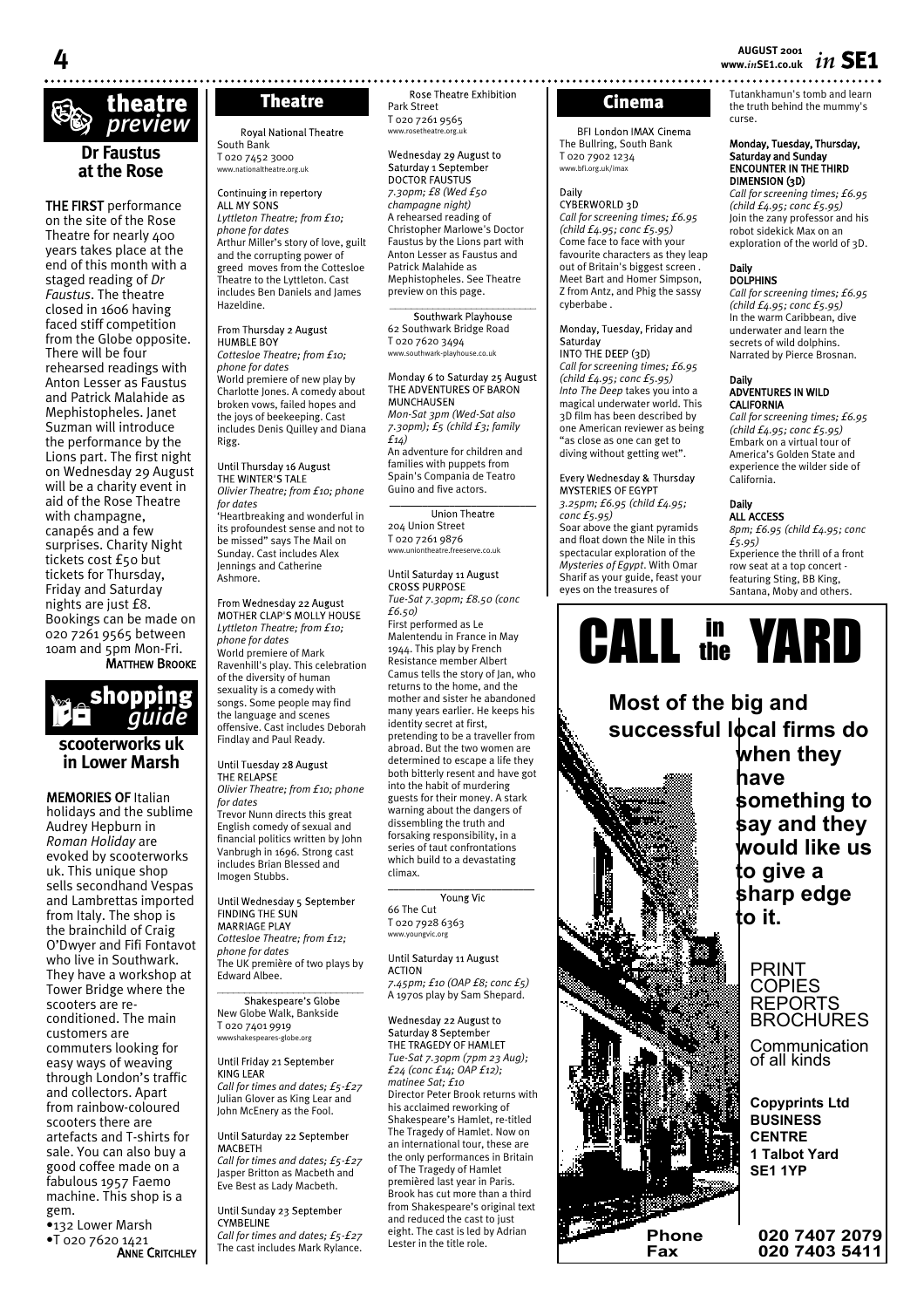## theatre *preview*

### Dr Faustus at the Rose

**THE FIRST** performance on the site of the Rose Theatre for nearly 400 years takes place at the end of this month with a staged reading of *Dr Faustus*. The theatre closed in 1606 having faced stiff competition from the Globe opposite. There will be four rehearsed readings with Anton Lesser as Faustus and Patrick Malahide as Mephistopheles. Janet Suzman will introduce the performance by the Lions part. The first night on Wednesday 29 August will be a charity event in aid of the Rose Theatre with champagne, canapés and a few surprises. Charity Night tickets cost £50 but tickets for Thursday, Friday and Saturday nights are just £8. Bookings can be made on 020 7261 9565 between 10am and 5pm Mon-Fri.

**MATTHEW BROOKE**

## shopping *guide*

### scooterworks uk in Lower Marsh

**MEMORIES OF** Italian holidays and the sublime Audrey Hepburn in *Roman Holiday* are evoked by scooterworks uk. This unique shop sells secondhand Vespas and Lambrettas imported from Italy. The shop is the brainchild of Craig O'Dwyer and Fifi Fontavot who live in Southwark. They have a workshop at Tower Bridge where the scooters are re-conditioned. The main customers are commuters looking for easy ways of weaving through London's traffic and collectors. Apart from rainbow-coloured scooters there are artefacts and T-shirts for sale. You can also buy a good coffee made on a fabulous 1957 Faemo machine. This shop is a gem.

- 132 Lower Marsh
- T 020 7620 1421

**ANNE CRITCHLEY**

## Theatre

**Royal National Theatre**
South Bank
T 020 7452 3000
www.nationaltheatre.org.uk

Continuing in repertory
ALL MY SONS
*Lyttleton Theatre; from £10; phone for dates*
Arthur Miller's story of love, guilt and the corrupting power of greed moves from the Cottesloe Theatre to the Lyttleton. Cast includes Ben Daniels and James Hazeldine.

From Thursday 2 August
HUMBLE BOY
*Cottesloe Theatre; from £10; phone for dates*
World premiere of new play by Charlotte Jones. A comedy about broken vows, failed hopes and the joys of beekeeping. Cast includes Denis Quilley and Diana Rigg.

Until Thursday 16 August
THE WINTER'S TALE
*Olivier Theatre; from £10; phone for dates*
'Heartbreaking and wonderful in its profoundest sense and not to be missed" says The Mail on Sunday. Cast includes Alex Jennings and Catherine Ashmore.

From Wednesday 22 August
MOTHER CLAP'S MOLLY HOUSE
*Lyttleton Theatre; from £10; phone for dates*
World premiere of Mark Ravenhill's play. This celebration of the diversity of human sexuality is a comedy with songs. Some people may find the language and scenes offensive. Cast includes Deborah Findlay and Paul Ready.

Until Tuesday 28 August
THE RELAPSE
*Olivier Theatre; from £10; phone for dates*
Trevor Nunn directs this great English comedy of sexual and financial politics written by John Vanbrugh in 1696. Strong cast includes Brian Blessed and Imogen Stubbs.

Until Wednesday 5 September
FINDING THE SUN
MARRIAGE PLAY
*Cottesloe Theatre; from £12; phone for dates*
The UK première of two plays by Edward Albee.

**Shakespeare's Globe**
New Globe Walk, Bankside
T 020 7401 9919
wwwshakespeares-globe.org

Until Friday 21 September
KING LEAR
*Call for times and dates; £5-£27*
Julian Glover as King Lear and John McEnery as the Fool.

Until Saturday 22 September
MACBETH
*Call for times and dates; £5-£27*
Jasper Britton as Macbeth and Eve Best as Lady Macbeth.

Until Sunday 23 September
CYMBELINE
*Call for times and dates; £5-£27*
The cast includes Mark Rylance.

**Rose Theatre Exhibition**
Park Street
T 020 7261 9565
www.rosetheatre.org.uk

Wednesday 29 August to Saturday 1 September
DOCTOR FAUSTUS
*7.30pm; £8 (Wed £50 champagne night)*
A rehearsed reading of Christopher Marlowe's Doctor Faustus by the Lions part with Anton Lesser as Faustus and Patrick Malahide as Mephistopheles. See Theatre preview on this page.

**Southwark Playhouse**
62 Southwark Bridge Road
T 020 7620 3494
www.southwark-playhouse.co.uk

Monday 6 to Saturday 25 August
THE ADVENTURES OF BARON MUNCHAUSEN
*Mon-Sat 3pm (Wed-Sat also 7.30pm); £5 (child £3; family £14)*
An adventure for children and families with puppets from Spain's Compania de Teatro Guino and five actors.

**Union Theatre**
204 Union Street
T 020 7261 9876
www.uniontheatre.freeserve.co.uk

Until Saturday 11 August
CROSS PURPOSE
*Tue-Sat 7.30pm; £8.50 (conc £6.50)*
First performed as Le Malentendu in France in May 1944. This play by French Resistance member Albert Camus tells the story of Jan, who returns to the home, and the mother and sister he abandoned many years earlier. He keeps his identity secret at first, pretending to be a traveller from abroad. But the two women are determined to escape a life they both bitterly resent and have got into the habit of murdering guests for their money. A stark warning about the dangers of dissembling the truth and forsaking responsibility, in a series of taut confrontations which build to a devastating climax.

**Young Vic**
66 The Cut
T 020 7928 6363
www.youngvic.org

Until Saturday 11 August
ACTION
*7.45pm; £10 (OAP £8; conc £5)*
A 1970s play by Sam Shepard.

Wednesday 22 August to Saturday 8 September
THE TRAGEDY OF HAMLET
*Tue-Sat 7.30pm (7pm 23 Aug); £24 (conc £14; OAP £12); matinee Sat; £10*
Director Peter Brook returns with his acclaimed reworking of Shakespeare's Hamlet, re-titled The Tragedy of Hamlet. Now on an international tour, these are the only performances in Britain of The Tragedy of Hamlet premièred last year in Paris. Brook has cut more than a third from Shakespeare's original text and reduced the cast to just eight. The cast is led by Adrian Lester in the title role.

## Cinema

**BFI London IMAX Cinema**
The Bullring, South Bank
T 020 7902 1234
www.bfi.org.uk/imax

Daily
CYBERWORLD 3D
*Call for screening times; £6.95 (child £4.95; conc £5.95)*
Come face to face with your favourite characters as they leap out of Britain's biggest screen . Meet Bart and Homer Simpson, Z from Antz, and Phig the sassy cyberbabe .

Monday, Tuesday, Friday and Saturday
INTO THE DEEP (3D)
*Call for screening times; £6.95 (child £4.95; conc £5.95)*
*Into The Deep* takes you into a magical underwater world. This 3D film has been described by one American reviewer as being "as close as one can get to diving without getting wet".

Every Wednesday & Thursday
MYSTERIES OF EGYPT
*3.25pm; £6.95 (child £4.95; conc £5.95)*
Soar above the giant pyramids and float down the Nile in this spectacular exploration of the *Mysteries of Egypt*. With Omar Sharif as your guide, feast your eyes on the treasures of Tutankhamun's tomb and learn the truth behind the mummy's curse.

Monday, Tuesday, Thursday, Saturday and Sunday
ENCOUNTER IN THE THIRD DIMENSION (3D)
*Call for screening times; £6.95 (child £4.95; conc £5.95)*
Join the zany professor and his robot sidekick Max on an exploration of the world of 3D.

Daily
DOLPHINS
*Call for screening times; £6.95 (child £4.95; conc £5.95)*
In the warm Caribbean, dive underwater and learn the secrets of wild dolphins. Narrated by Pierce Brosnan.

Daily
ADVENTURES IN WILD CALIFORNIA
*Call for screening times; £6.95 (child £4.95; conc £5.95)*
Embark on a virtual tour of America's Golden State and experience the wilder side of California.

Daily
ALL ACCESS
*8pm; £6.95 (child £4.95; conc £5.95)*
Experience the thrill of a front row seat at a top concert - featuring Sting, BB King, Santana, Moby and others.

---

**CALL in the YARD**

**Most of the big and successful local firms do when they have something to say and they would like us to give a sharp edge to it.**

PRINT
COPIES
REPORTS
BROCHURES

Communication of all kinds

**Copyprints Ltd**
**BUSINESS CENTRE**
**1 Talbot Yard**
**SE1 1YP**

**Phone** 020 7407 2079
**Fax** 020 7403 5411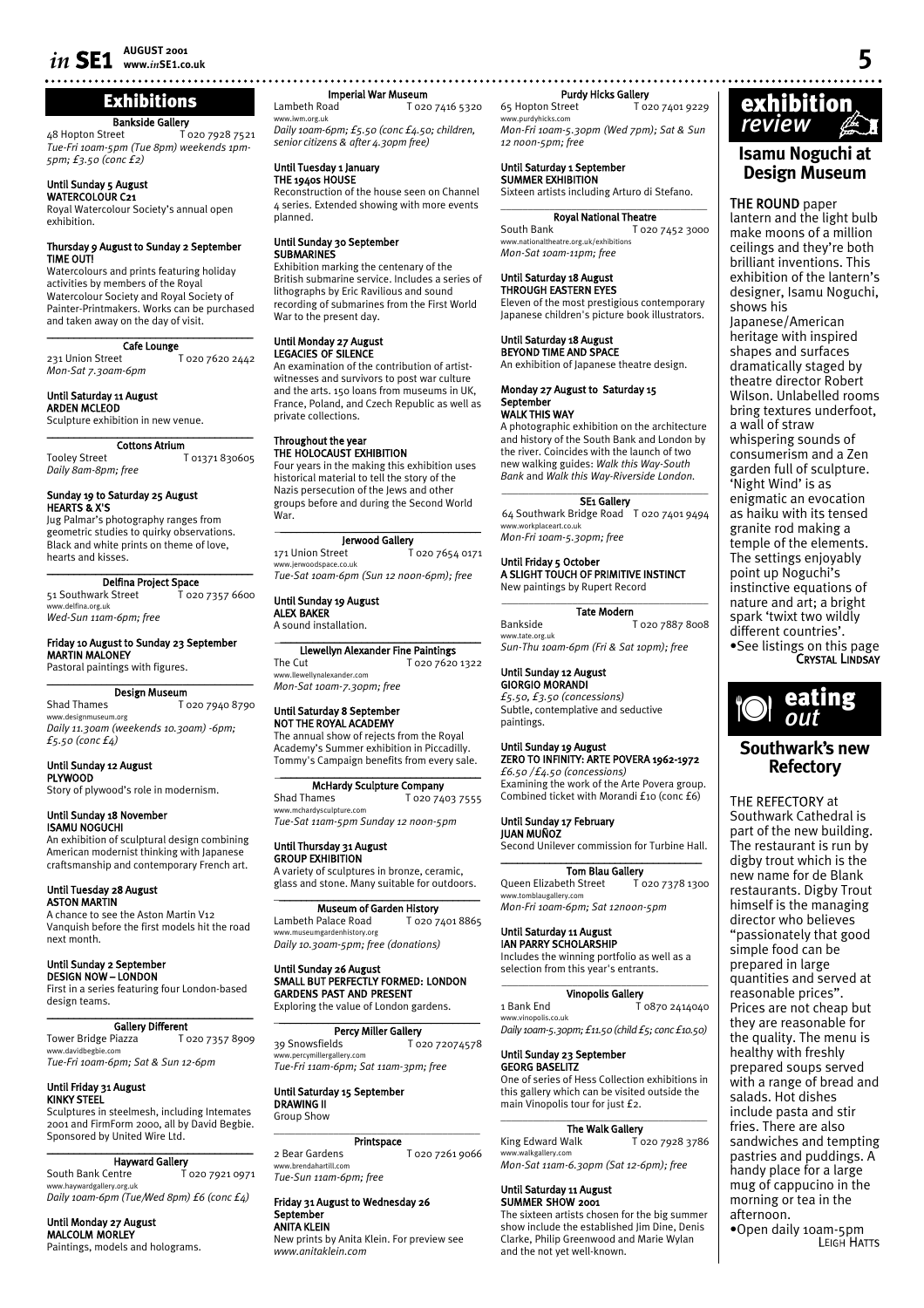## Exhibitions

### Bankside Gallery

48 Hopton Street T 020 7928 7521
*Tue-Fri 10am-5pm (Tue 8pm) weekends 1pm-5pm; £3.50 (conc £2)*

**Until Sunday 5 August**
**WATERCOLOUR C21**
Royal Watercolour Society's annual open exhibition.

**Thursday 9 August to Sunday 2 September**
**TIME OUT!**
Watercolours and prints featuring holiday activities by members of the Royal Watercolour Society and Royal Society of Painter-Printmakers. Works can be purchased and taken away on the day of visit.

### Cafe Lounge

231 Union Street T 020 7620 2442
*Mon-Sat 7.30am-6pm*

**Until Saturday 11 August**
**ARDEN MCLEOD**
Sculpture exhibition in new venue.

### Cottons Atrium

Tooley Street T 01371 830605
*Daily 8am-8pm; free*

**Sunday 19 to Saturday 25 August**
**HEARTS & X'S**
Jug Palmar's photography ranges from geometric studies to quirky observations. Black and white prints on theme of love, hearts and kisses.

### Delfina Project Space

51 Southwark Street T 020 7357 6600
www.delfina.org.uk
*Wed-Sun 11am-6pm; free*

**Friday 10 August to Sunday 23 September**
**MARTIN MALONEY**
Pastoral paintings with figures.

### Design Museum

Shad Thames T 020 7940 8790
www.designmuseum.org
*Daily 11.30am (weekends 10.30am) -6pm; £5.50 (conc £4)*

**Until Sunday 12 August**
**PLYWOOD**
Story of plywood's role in modernism.

**Until Sunday 18 November**
**ISAMU NOGUCHI**
An exhibition of sculptural design combining American modernist thinking with Japanese craftsmanship and contemporary French art.

**Until Tuesday 28 August**
**ASTON MARTIN**
A chance to see the Aston Martin V12 Vanquish before the first models hit the road next month.

**Until Sunday 2 September**
**DESIGN NOW – LONDON**
First in a series featuring four London-based design teams.

### Gallery Different

Tower Bridge Piazza T 020 7357 8909
www.davidbegbie.com
*Tue-Fri 10am-6pm; Sat & Sun 12-6pm*

**Until Friday 31 August**
**KINKY STEEL**
Sculptures in steelmesh, including Intemates 2001 and FirmForm 2000, all by David Begbie. Sponsored by United Wire Ltd.

### Hayward Gallery

South Bank Centre T 020 7921 0971
www.haywardgallery.org.uk
*Daily 10am-6pm (Tue/Wed 8pm) £6 (conc £4)*

**Until Monday 27 August**
**MALCOLM MORLEY**
Paintings, models and holograms.

### Imperial War Museum

Lambeth Road T 020 7416 5320
www.iwm.org.uk
*Daily 10am-6pm; £5.50 (conc £4.50; children, senior citizens & after 4.30pm free)*

**Until Tuesday 1 January**
**THE 1940S HOUSE**
Reconstruction of the house seen on Channel 4 series. Extended showing with more events planned.

**Until Sunday 30 September**
**SUBMARINES**
Exhibition marking the centenary of the British submarine service. Includes a series of lithographs by Eric Ravilious and sound recording of submarines from the First World War to the present day.

**Until Monday 27 August**
**LEGACIES OF SILENCE**
An examination of the contribution of artist-witnesses and survivors to post war culture and the arts. 150 loans from museums in UK, France, Poland, and Czech Republic as well as private collections.

**Throughout the year**
**THE HOLOCAUST EXHIBITION**
Four years in the making this exhibition uses historical material to tell the story of the Nazis persecution of the Jews and other groups before and during the Second World War.

### Jerwood Gallery

171 Union Street T 020 7654 0171
www.jerwoodspace.co.uk
*Tue-Sat 10am-6pm (Sun 12 noon-6pm); free*

**Until Sunday 19 August**
**ALEX BAKER**
A sound installation.

### Llewellyn Alexander Fine Paintings

The Cut T 020 7620 1322
www.llewellynalexander.com
*Mon-Sat 10am-7.30pm; free*

**Until Saturday 8 September**
**NOT THE ROYAL ACADEMY**
The annual show of rejects from the Royal Academy's Summer exhibition in Piccadilly. Tommy's Campaign benefits from every sale.

### McHardy Sculpture Company

Shad Thames T 020 7403 7555
www.mchardysculpture.com
*Tue-Sat 11am-5pm Sunday 12 noon-5pm*

**Until Thursday 31 August**
**GROUP EXHIBITION**
A variety of sculptures in bronze, ceramic, glass and stone. Many suitable for outdoors.

### Museum of Garden History

Lambeth Palace Road T 020 7401 8865
www.museumgardenhistory.org
*Daily 10.30am-5pm; free (donations)*

**Until Sunday 26 August**
**SMALL BUT PERFECTLY FORMED: LONDON GARDENS PAST AND PRESENT**
Exploring the value of London gardens.

### Percy Miller Gallery

39 Snowsfields T 020 72074578
www.percymillergallery.com
*Tue-Fri 11am-6pm; Sat 11am-3pm; free*

**Until Saturday 15 September**
**DRAWING II**
Group Show

### Printspace

2 Bear Gardens T 020 7261 9066
www.brendahartill.com
*Tue-Sun 11am-6pm; free*

**Friday 31 August to Wednesday 26 September**
**ANITA KLEIN**
New prints by Anita Klein. For preview see *www.anitaklein.com*

### Purdy Hicks Gallery

65 Hopton Street T 020 7401 9229
www.purdyhicks.com
*Mon-Fri 10am-5.30pm (Wed 7pm); Sat & Sun 12 noon-5pm; free*

**Until Saturday 1 September**
**SUMMER EXHIBITION**
Sixteen artists including Arturo di Stefano.

### Royal National Theatre

South Bank T 020 7452 3000
www.nationaltheatre.org.uk/exhibitions
*Mon-Sat 10am-11pm; free*

**Until Saturday 18 August**
**THROUGH EASTERN EYES**
Eleven of the most prestigious contemporary Japanese children's picture book illustrators.

**Until Saturday 18 August**
**BEYOND TIME AND SPACE**
An exhibition of Japanese theatre design.

**Monday 27 August to Saturday 15 September**
**WALK THIS WAY**
A photographic exhibition on the architecture and history of the South Bank and London by the river. Coincides with the launch of two new walking guides: *Walk this Way-South Bank* and *Walk this Way-Riverside London.*

### SE1 Gallery

64 Southwark Bridge Road T 020 7401 9494
www.workplaceart.co.uk
*Mon-Fri 10am-5.30pm; free*

**Until Friday 5 October**
**A SLIGHT TOUCH OF PRIMITIVE INSTINCT**
New paintings by Rupert Record

### Tate Modern

Bankside T 020 7887 8008
www.tate.org.uk
*Sun-Thu 10am-6pm (Fri & Sat 10pm); free*

**Until Sunday 12 August**
**GIORGIO MORANDI**
*£5.50, £3.50 (concessions)*
Subtle, contemplative and seductive paintings.

**Until Sunday 19 August**
**ZERO TO INFINITY: ARTE POVERA 1962-1972**
*£6.50 /£4.50 (concessions)*
Examining the work of the Arte Povera group. Combined ticket with Morandi £10 (conc £6)

**Until Sunday 17 February**
**JUAN MUÑOZ**
Second Unilever commission for Turbine Hall.

### Tom Blau Gallery

Queen Elizabeth Street T 020 7378 1300
www.tomblaugallery.com
*Mon-Fri 10am-6pm; Sat 12noon-5pm*

**Until Saturday 11 August**
**IAN PARRY SCHOLARSHIP**
Includes the winning portfolio as well as a selection from this year's entrants.

### Vinopolis Gallery

1 Bank End T 0870 2414040
www.vinopolis.co.uk
*Daily 10am-5.30pm; £11.50 (child £5; conc £10.50)*

**Until Sunday 23 September**
**GEORG BASELITZ**
One of series of Hess Collection exhibitions in this gallery which can be visited outside the main Vinopolis tour for just £2.

### The Walk Gallery

King Edward Walk T 020 7928 3786
www.walkgallery.com
*Mon-Sat 11am-6.30pm (Sat 12-6pm); free*

**Until Saturday 11 August**
**SUMMER SHOW 2001**
The sixteen artists chosen for the big summer show include the established Jim Dine, Denis Clarke, Philip Greenwood and Marie Wylan and the not yet well-known.

## exhibition *review*

### Isamu Noguchi at Design Museum

**THE ROUND** paper lantern and the light bulb make moons of a million ceilings and they're both brilliant inventions. This exhibition of the lantern's designer, Isamu Noguchi, shows his Japanese/American heritage with inspired shapes and surfaces dramatically staged by theatre director Robert Wilson. Unlabelled rooms bring textures underfoot, a wall of straw whispering sounds of consumerism and a Zen garden full of sculpture. 'Night Wind' is as enigmatic an evocation as haiku with its tensed granite rod making a temple of the elements. The settings enjoyably point up Noguchi's instinctive equations of nature and art; a bright spark 'twixt two wildly different countries'.
•See listings on this page
CRYSTAL LINDSAY

## eating *out*

### Southwark's new Refectory

THE REFECTORY at Southwark Cathedral is part of the new building. The restaurant is run by digby trout which is the new name for de Blank restaurants. Digby Trout himself is the managing director who believes "passionately that good simple food can be prepared in large quantities and served at reasonable prices". Prices are not cheap but they are reasonable for the quality. The menu is healthy with freshly prepared soups served with a range of bread and salads. Hot dishes include pasta and stir fries. There are also sandwiches and tempting pastries and puddings. A handy place for a large mug of cappucino in the morning or tea in the afternoon.
•Open daily 10am-5pm
LEIGH HATTS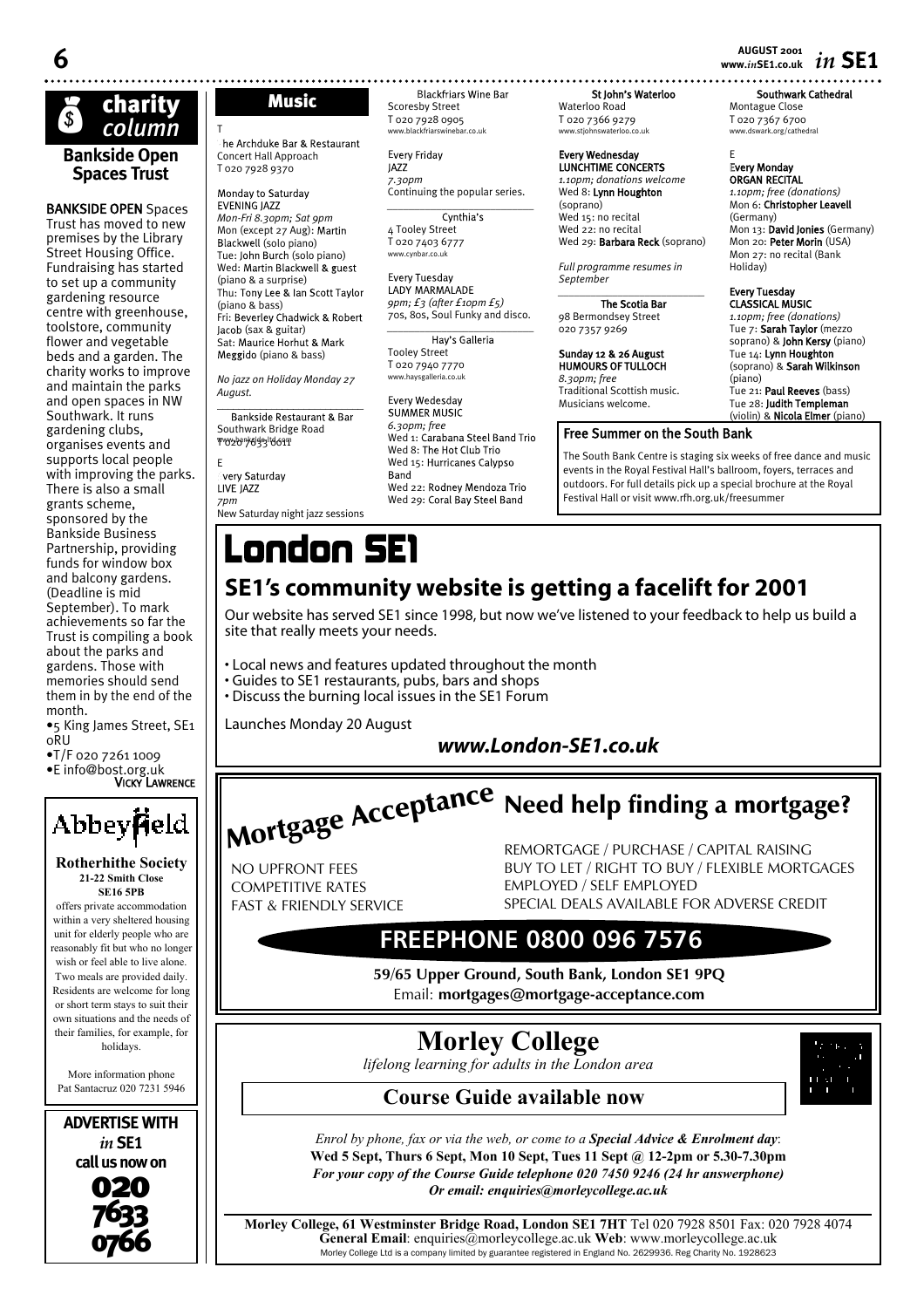## charity column

### Bankside Open Spaces Trust

**BANKSIDE OPEN** Spaces Trust has moved to new premises by the Library Street Housing Office. Fundraising has started to set up a community gardening resource centre with greenhouse, toolstore, community flower and vegetable beds and a garden. The charity works to improve and maintain the parks and open spaces in NW Southwark. It runs gardening clubs, organises events and supports local people with improving the parks. There is also a small grants scheme, sponsored by the Bankside Business Partnership, providing funds for window box and balcony gardens. (Deadline is mid September). To mark achievements so far the Trust is compiling a book about the parks and gardens. Those with memories should send them in by the end of the month.

- 5 King James Street, SE1 0RU
- T/F 020 7261 1009
- E info@bost.org.uk

VICKY LAWRENCE

**Abbeyfield**

**Rotherhithe Society**
**21-22 Smith Close**
**SE16 5PB**

offers private accommodation within a very sheltered housing unit for elderly people who are reasonably fit but who no longer wish or feel able to live alone. Two meals are provided daily. Residents are welcome for long or short term stays to suit their own situations and the needs of their families, for example, for holidays.

More information phone Pat Santacruz 020 7231 5946

**ADVERTISE WITH *in* SE1 call us now on 020 7633 0766**

## Music

The Archduke Bar & Restaurant
Concert Hall Approach
T 020 7928 9370

Monday to Saturday
EVENING JAZZ
*Mon-Fri 8.30pm; Sat 9pm*
Mon (except 27 Aug): Martin Blackwell (solo piano)
Tue: John Burch (solo piano)
Wed: Martin Blackwell & guest (piano & a surprise)
Thu: Tony Lee & Ian Scott Taylor (piano & bass)
Fri: Beverley Chadwick & Robert Jacob (sax & guitar)
Sat: Maurice Horhut & Mark Meggido (piano & bass)

*No jazz on Holiday Monday 27 August.*

Bankside Restaurant & Bar
Southwark Bridge Road
T 020 7633 0011

Every Saturday
LIVE JAZZ
*7pm*
New Saturday night jazz sessions

Blackfriars Wine Bar
Scoresby Street
T 020 7928 0905
www.blackfriarswinebar.co.uk

Every Friday
JAZZ
*7.30pm*
Continuing the popular series.

Cynthia's
4 Tooley Street
T 020 7403 6777
www.cynbar.co.uk

Every Tuesday
LADY MARMALADE
*9pm; £3 (after £10pm £5)*
70s, 80s, Soul Funky and disco.

Hay's Galleria
Tooley Street
T 020 7940 7770
www.haysgalleria.co.uk

Every Wedesday
SUMMER MUSIC
*6.30pm; free*
Wed 1: Carabana Steel Band Trio
Wed 8: The Hot Club Trio
Wed 15: Hurricanes Calypso Band
Wed 22: Rodney Mendoza Trio
Wed 29: Coral Bay Steel Band

St John's Waterloo
Waterloo Road
T 020 7366 9279
www.stjohnswaterloo.co.uk

**Every Wednesday**
**LUNCHTIME CONCERTS**
*1.10pm; donations welcome*
Wed 8: **Lynn Houghton** (soprano)
Wed 15: no recital
Wed 22: no recital
Wed 29: **Barbara Reck** (soprano)

*Full programme resumes in September*

The Scotia Bar
98 Bermondsey Street
020 7357 9269

**Sunday 12 & 26 August**
**HUMOURS OF TULLOCH**
*8.30pm; free*
Traditional Scottish music. Musicians welcome.

Southwark Cathedral
Montague Close
T 020 7367 6700
www.dswark.org/cathedral

**Every Monday**
**ORGAN RECITAL**
*1.10pm; free (donations)*
Mon 6: **Christopher Leavell** (Germany)
Mon 13: **David Jonies** (Germany)
Mon 20: **Peter Morin** (USA)
Mon 27: no recital (Bank Holiday)

**Every Tuesday**
**CLASSICAL MUSIC**
*1.10pm; free (donations)*
Tue 7: **Sarah Taylor** (mezzo soprano) & **John Kersy** (piano)
Tue 14: **Lynn Houghton** (soprano) & **Sarah Wilkinson** (piano)
Tue 21: **Paul Reeves** (bass)
Tue 28: **Judith Templeman** (violin) & **Nicola Elmer** (piano)

**Free Summer on the South Bank**

The South Bank Centre is staging six weeks of free dance and music events in the Royal Festival Hall's ballroom, foyers, terraces and outdoors. For full details pick up a special brochure at the Royal Festival Hall or visit www.rfh.org.uk/freesummer

# London SE1

## SE1's community website is getting a facelift for 2001

Our website has served SE1 since 1998, but now we've listened to your feedback to help us build a site that really meets your needs.

- Local news and features updated throughout the month
- Guides to SE1 restaurants, pubs, bars and shops
- Discuss the burning local issues in the SE1 Forum

Launches Monday 20 August

***www.London-SE1.co.uk***

## Mortgage Acceptance

## Need help finding a mortgage?

NO UPFRONT FEES
COMPETITIVE RATES
FAST & FRIENDLY SERVICE

REMORTGAGE / PURCHASE / CAPITAL RAISING
BUY TO LET / RIGHT TO BUY / FLEXIBLE MORTGAGES
EMPLOYED / SELF EMPLOYED
SPECIAL DEALS AVAILABLE FOR ADVERSE CREDIT

**FREEPHONE 0800 096 7576**

**59/65 Upper Ground, South Bank, London SE1 9PQ**
Email: **mortgages@mortgage-acceptance.com**

## Morley College

*lifelong learning for adults in the London area*

### Course Guide available now

*Enrol by phone, fax or via the web, or come to a **Special Advice & Enrolment Day**:*
**Wed 5 Sept, Thurs 6 Sept, Mon 10 Sept, Tues 11 Sept @ 12-2pm or 5.30-7.30pm**
***For your copy of the Course Guide telephone 020 7450 9246 (24 hr answerphone)***
***Or email: enquiries@morleycollege.ac.uk***

**Morley College, 61 Westminster Bridge Road, London SE1 7HT** Tel 020 7928 8501 Fax: 020 7928 4074
**General Email**: enquiries@morleycollege.ac.uk **Web**: www.morleycollege.ac.uk
Morley College Ltd is a company limited by guarantee registered in England No. 2629936. Reg Charity No. 1928623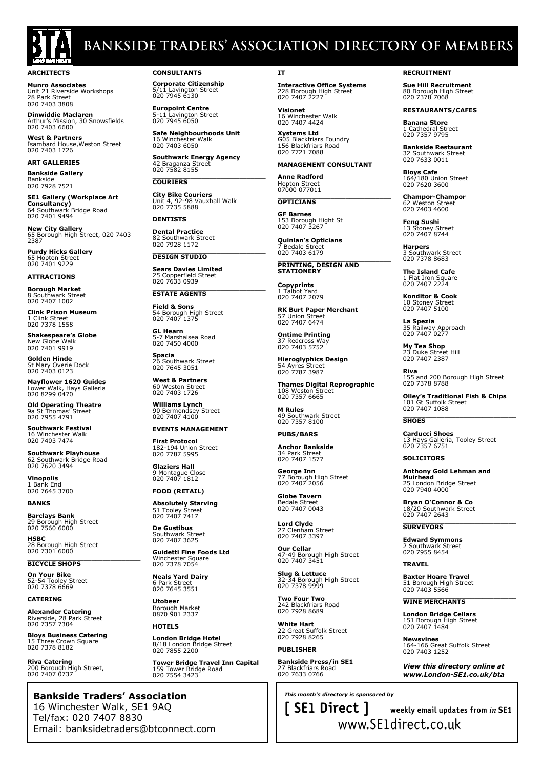# BANKSIDE TRADERS' ASSOCIATION DIRECTORY OF MEMBERS

## ARCHITECTS

**Munro Associates**
Unit 21 Riverside Workshops
28 Park Street
020 7403 3808

**Dinwiddie Maclaren**
Arthur's Mission, 30 Snowsfields
020 7403 6600

**West & Partners**
Isambard House,Weston Street
020 7403 1726

## ART GALLERIES

**Bankside Gallery**
Bankside
020 7928 7521

**SE1 Gallery (Workplace Art Consultancy)**
64 Southwark Bridge Road
020 7401 9494

**New City Gallery**
65 Borough High Street, 020 7403 2387

**Purdy Hicks Gallery**
65 Hopton Street
020 7401 9229

## ATTRACTIONS

**Borough Market**
8 Southwark Street
020 7407 1002

**Clink Prison Museum**
1 Clink Street
020 7378 1558

**Shakespeare's Globe**
New Globe Walk
020 7401 9919

**Golden Hinde**
St Mary Overie Dock
020 7403 0123

**Mayflower 1620 Guides**
Lower Walk, Hays Galleria
020 8299 0470

**Old Operating Theatre**
9a St Thomas' Street
020 7955 4791

**Southwark Festival**
16 Winchester Walk
020 7403 7474

**Southwark Playhouse**
62 Southwark Bridge Road
020 7620 3494

**Vinopolis**
1 Bank End
020 7645 3700

## BANKS

**Barclays Bank**
29 Borough High Street
020 7560 6000

**HSBC**
28 Borough High Street
020 7301 6000

## BICYCLE SHOPS

**On Your Bike**
52-54 Tooley Street
020 7378 6669

## CATERING

**Alexander Catering**
Riverside, 28 Park Street
020 7357 7304

**Bloys Business Catering**
15 Three Crown Square
020 7378 8182

**Riva Catering**
200 Borough High Street,
020 7407 0737

## CONSULTANTS

**Corporate Citizenship**
5/11 Lavington Street
020 7945 6130

**Europoint Centre**
5-11 Lavington Street
020 7945 6050

**Safe Neighbourhoods Unit**
16 Winchester Walk
020 7403 6050

**Southwark Energy Agency**
42 Braganza Street
020 7582 8155

## COURIERS

**City Bike Couriers**
Unit 4, 92-98 Vauxhall Walk
020 7735 5888

## DENTISTS

**Dental Practice**
82 Southwark Street
020 7928 1172

## DESIGN STUDIO

**Sears Davies Limited**
25 Copperfield Street
020 7633 0939

## ESTATE AGENTS

**Field & Sons**
54 Borough High Street
020 7407 1375

**GL Hearn**
5-7 Marshalsea Road
020 7450 4000

**Spacia**
26 Southwark Street
020 7645 3051

**West & Partners**
60 Weston Street
020 7403 1726

**Williams Lynch**
90 Bermondsey Street
020 7407 4100

## EVENTS MANAGEMENT

**First Protocol**
182-194 Union Street
020 7787 5995

**Glaziers Hall**
9 Montague Close
020 7407 1812

## FOOD (RETAIL)

**Absolutely Starving**
51 Tooley Street
020 7407 7417

**De Gustibus**
Southwark Street
020 7407 3625

**Guidetti Fine Foods Ltd**
Winchester Square
020 7378 7054

**Neals Yard Dairy**
6 Park Street
020 7645 3551

**Utobeer**
Borough Market
0870 901 2337

## HOTELS

**London Bridge Hotel**
8/18 London Bridge Street
020 7855 2200

**Tower Bridge Travel Inn Capital**
159 Tower Bridge Road
020 7554 3423

## IT

**Interactive Office Systems**
228 Borough High Street
020 7407 2227

**Visionet**
16 Winchester Walk
020 7407 4424

**Xystems Ltd**
G05 Blackfriars Foundry
156 Blackfriars Road
020 7721 7088

## MANAGEMENT CONSULTANT

**Anne Radford**
Hopton Street
07000 077011

## OPTICIANS

**GF Barnes**
153 Borough Hight St
020 7407 3267

**Quinlan's Opticians**
7 Bedale Street
020 7403 6179

## PRINTING, DESIGN AND STATIONERY

**Copyprints**
1 Talbot Yard
020 7407 2079

**RK Burt Paper Merchant**
57 Union Street
020 7407 6474

**Ontime Printing**
37 Redcross Way
020 7403 5752

**Hieroglyphics Design**
54 Ayres Street
020 7787 3987

**Thames Digital Reprographic**
108 Weston Street
020 7357 6665

**M Rules**
49 Southwark Street
020 7357 8100

## PUBS/BARS

**Anchor Bankside**
34 Park Street
020 7407 1577

**George Inn**
77 Borough High Street
020 7407 2056

**Globe Tavern**
Bedale Street
020 7407 0043

**Lord Clyde**
27 Clenham Street
020 7407 3397

**Our Cellar**
47-49 Borough High Street
020 7407 3451

**Slug & Lettuce**
32-34 Borough High Street
020 7378 9999

**Two Four Two**
242 Blackfriars Road
020 7928 8689

**White Hart**
22 Great Suffolk Street
020 7928 8265

## PUBLISHER

**Bankside Press/in SE1**
27 Blackfriars Road
020 7633 0766

## RECRUITMENT

**Sue Hill Recruitment**
80 Borough High Street
020 7378 7068

## RESTAURANTS/CAFES

**Banana Store**
1 Cathedral Street
020 7357 9795

**Bankside Restaurant**
32 Southwark Street
020 7633 0011

**Bloys Cafe**
164/180 Union Street
020 7620 3600

**Champor-Champor**
62 Weston Street
020 7403 4600

**Feng Sushi**
13 Stoney Street
020 7407 8744

**Harpers**
3 Southwark Street
020 7378 8683

**The Island Cafe**
1 Flat Iron Square
020 7407 2224

**Konditor & Cook**
10 Stoney Street
020 7407 5100

**La Spezia**
35 Railway Approach
020 7407 0277

**My Tea Shop**
23 Duke Street Hill
020 7407 2387

**Riva**
155 and 200 Borough High Street
020 7378 8788

**Olley's Traditional Fish & Chips**
101 Gt Suffolk Street
020 7407 1088

## SHOES

**Carducci Shoes**
13 Hays Galleria, Tooley Street
020 7357 6751

## SOLICITORS

**Anthony Gold Lehman and Muirhead**
25 London Bridge Street
020 7940 4000

**Bryan O'Connor & Co**
18/20 Southwark Street
020 7407 2643

## SURVEYORS

**Edward Symmons**
2 Southwark Street
020 7955 8454

## TRAVEL

**Baxter Hoare Travel**
51 Borough High Street
020 7403 5566

## WINE MERCHANTS

**London Bridge Cellars**
151 Borough High Street
020 7407 1484

**Newsvines**
164-166 Great Suffolk Street
020 7403 1252

***View this directory online at www.London-SE1.co.uk/bta***

**Bankside Traders' Association**
16 Winchester Walk, SE1 9AQ
Tel/fax: 020 7407 8830
Email: banksidetraders@btconnect.com

*This month's directory is sponsored by*

**[ SE1 Direct ]** **weekly email updates from *in* SE1**
www.SE1direct.co.uk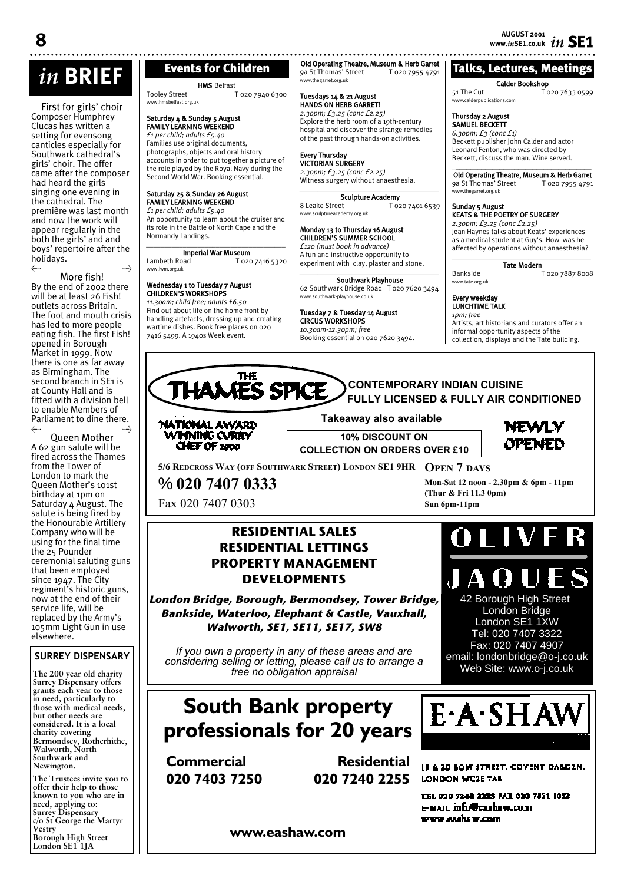# *in* BRIEF

**First for girls' choir**

Composer Humphrey Clucas has written a setting for evensong canticles especially for Southwark cathedral's girls' choir. The offer came after the composer had heard the girls singing one evening in the cathedral. The première was last month and now the work will appear regularly in the both the girls' and and boys' repertoire after the holidays.

**More fish!**

By the end of 2002 there will be at least 26 Fish! outlets across Britain. The foot and mouth crisis has led to more people eating fish. The first Fish! opened in Borough Market in 1999. Now there is one as far away as Birmingham. The second branch in SE1 is at County Hall and is fitted with a division bell to enable Members of Parliament to dine there.

**Queen Mother**

A 62 gun salute will be fired across the Thames from the Tower of London to mark the Queen Mother's 101st birthday at 1pm on Saturday 4 August. The salute is being fired by the Honourable Artillery Company who will be using for the final time the 25 Pounder ceremonial saluting guns that been employed since 1947. The City regiment's historic guns, now at the end of their service life, will be replaced by the Army's 105mm Light Gun in use elsewhere.

**SURREY DISPENSARY**

**The 200 year old charity Surrey Dispensary offers grants each year to those in need, particularly to those with medical needs, but other needs are considered. It is a local charity covering Bermondsey, Rotherhithe, Walworth, North Southwark and Newington.**

**The Trustees invite you to offer their help to those known to you who are in need, applying to: Surrey Dispensary c/o St George the Martyr Vestry Borough High Street London SE1 1JA**

## Events for Children

**HMS Belfast**
Tooley Street T 020 7940 6300
www.hmsbelfast.org.uk

**Saturday 4 & Sunday 5 August**
**FAMILY LEARNING WEEKEND**
*£1 per child; adults £5.40*
Families use original documents, photographs, objects and oral history accounts in order to put together a picture of the role played by the Royal Navy during the Second World War. Booking essential.

**Saturday 25 & Sunday 26 August**
**FAMILY LEARNING WEEKEND**
*£1 per child; adults £5.40*
An opportunity to learn about the cruiser and its role in the Battle of North Cape and the Normandy Landings.

**Imperial War Museum**
Lambeth Road T 020 7416 5320
www.iwm.org.uk

**Wednesday 1 to Tuesday 7 August**
**CHILDREN'S WORKSHOPS**
*11.30am; child free; adults £6.50*
Find out about life on the home front by handling artefacts, dressing up and creating wartime dishes. Book free places on 020 7416 5499. A 1940s Week event.

**Old Operating Theatre, Museum & Herb Garret**
9a St Thomas' Street T 020 7955 4791
www.thegarret.org.uk

**Tuesdays 14 & 21 August**
**HANDS ON HERB GARRET!**
*2.30pm; £3.25 (conc £2.25)*
Explore the herb room of a 19th-century hospital and discover the strange remedies of the past through hands-on activities.

**Every Thursday**
**VICTORIAN SURGERY**
*2.30pm; £3.25 (conc £2.25)*
Witness surgery without anaesthesia.

**Sculpture Academy**
8 Leake Street T 020 7401 6539
www.sculptureacademy.org.uk

**Monday 13 to Thursday 16 August**
**CHILDREN'S SUMMER SCHOOL**
*£120 (must book in advance)*
A fun and instructive opportunity to experiment with clay, plaster and stone.

**Southwark Playhouse**
62 Southwark Bridge Road T 020 7620 3494
www.southwark-playhouse.co.uk

**Tuesday 7 & Tuesday 14 August**
**CIRCUS WORKSHOPS**
*10.30am-12.30pm; free*
Booking essential on 020 7620 3494.

## Talks, Lectures, Meetings

**Calder Bookshop**
51 The Cut T 020 7633 0599
www.calderpublications.com

**Thursday 2 August**
**SAMUEL BECKETT**
*6.30pm; £3 (conc £1)*
Beckett publisher John Calder and actor Leonard Fenton, who was directed by Beckett, discuss the man. Wine served.

**Old Operating Theatre, Museum & Herb Garret**
9a St Thomas' Street T 020 7955 4791
www.thegarret.org.uk

**Sunday 5 August**
**KEATS & THE POETRY OF SURGERY**
*2.30pm; £3.25 (conc £2.25)*
Jean Haynes talks about Keats' experiences as a medical student at Guy's. How was he affected by operations without anaesthesia?

**Tate Modern**
Bankside T 020 7887 8008
www.tate.org.uk

**Every weekday**
**LUNCHTIME TALK**
*1pm; free*
Artists, art historians and curators offer an informal opportunity aspects of the collection, displays and the Tate building.

---

**THE THAMES SPICE**

**CONTEMPORARY INDIAN CUISINE**
**FULLY LICENSED & FULLY AIR CONDITIONED**

NATIONAL AWARD WINNING CURRY CHEF OF 2000

**Takeaway also available**

**10% DISCOUNT ON COLLECTION ON ORDERS OVER £10**

NEWLY OPENED

**5/6 Redcross Way (off Southwark Street) London SE1 9HR**

**020 7407 0333**
Fax 020 7407 0303

**Open 7 days**
**Mon-Sat 12 noon - 2.30pm & 6pm - 11pm**
**(Thur & Fri 11.3 0pm)**
**Sun 6pm-11pm**

---

**RESIDENTIAL SALES**
**RESIDENTIAL LETTINGS**
**PROPERTY MANAGEMENT**
**DEVELOPMENTS**

***London Bridge, Borough, Bermondsey, Tower Bridge, Bankside, Waterloo, Elephant & Castle, Vauxhall, Walworth, SE1, SE11, SE17, SW8***

*If you own a property in any of these areas and are considering selling or letting, please call us to arrange a free no obligation appraisal*

**OLIVER JAQUES**
42 Borough High Street
London Bridge
London SE1 1XW
Tel: 020 7407 3322
Fax: 020 7407 4907
email: londonbridge@o-j.co.uk
Web Site: www.o-j.co.uk

---

**South Bank property professionals for 20 years**

**Commercial** **020 7403 7250**

**Residential** **020 7240 2255**

**E·A·SHAW**
19 & 20 BOW STREET, COVENT GARDEN, LONDON WC2E 7AB
TEL 020 7240 2255 FAX 020 7831 1052
E-MAIL info@eashaw.com
www.eashaw.com

**www.eashaw.com**